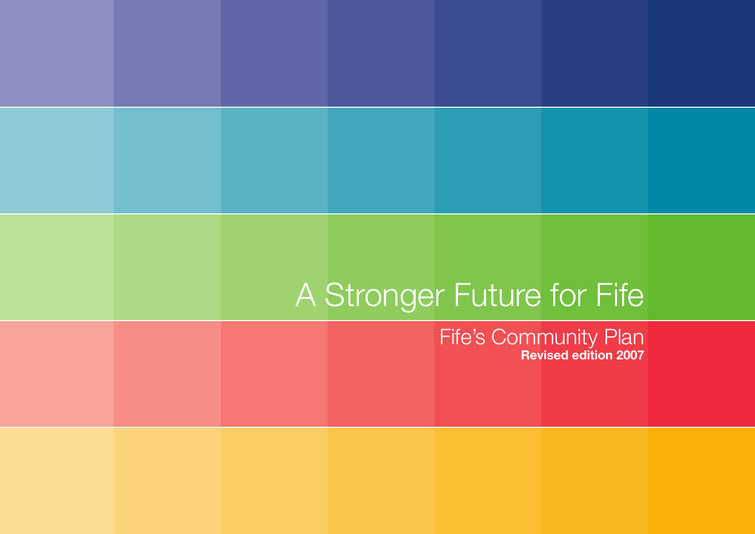# A Stronger Future for Fife

## Fife's Community Plan

**Revised edition 2007**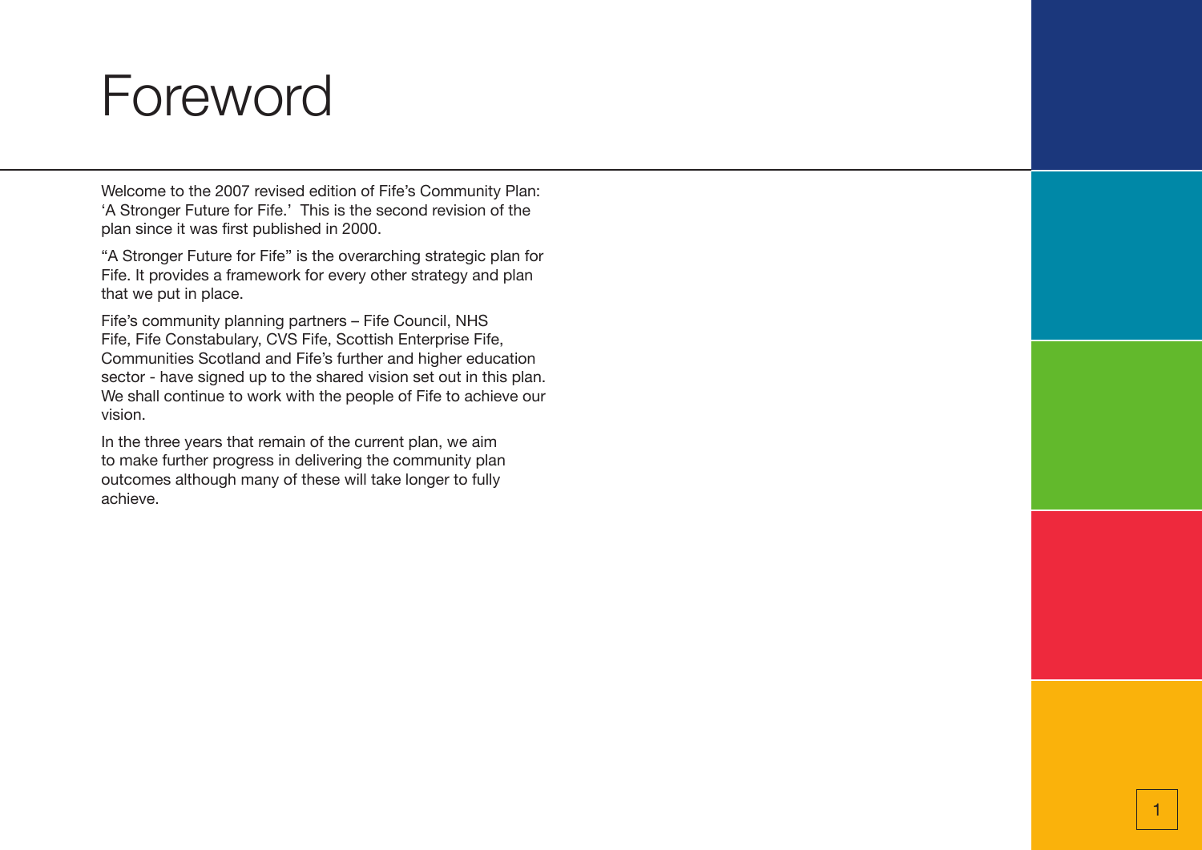# Foreword

Welcome to the 2007 revised edition of Fife's Community Plan: 'A Stronger Future for Fife.' This is the second revision of the plan since it was first published in 2000.

"A Stronger Future for Fife" is the overarching strategic plan for Fife. It provides a framework for every other strategy and plan that we put in place.

Fife's community planning partners – Fife Council, NHS Fife, Fife Constabulary, CVS Fife, Scottish Enterprise Fife, Communities Scotland and Fife's further and higher education sector - have signed up to the shared vision set out in this plan. We shall continue to work with the people of Fife to achieve our vision.

In the three years that remain of the current plan, we aim to make further progress in delivering the community plan outcomes although many of these will take longer to fully achieve.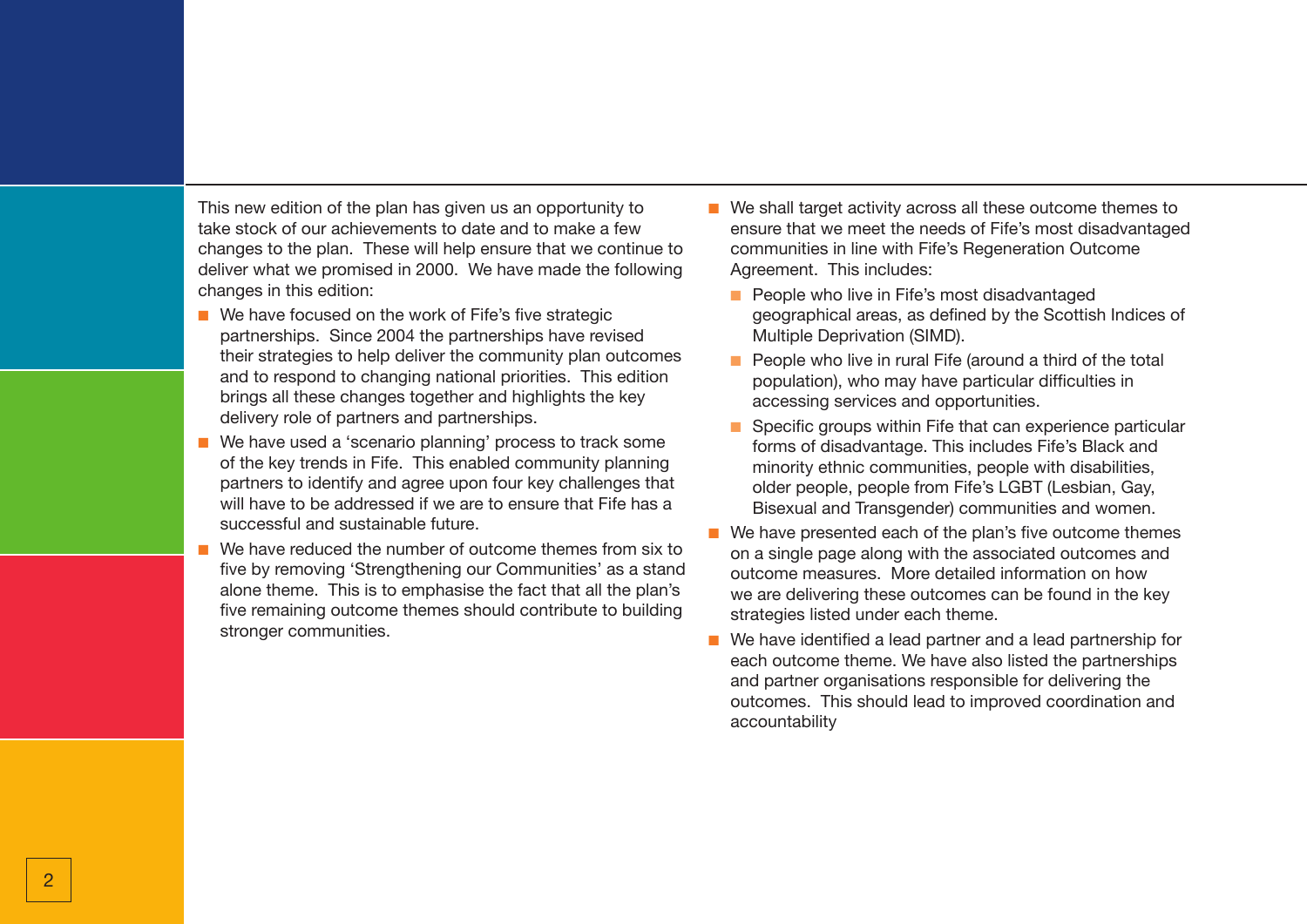This new edition of the plan has given us an opportunity to take stock of our achievements to date and to make a few changes to the plan. These will help ensure that we continue to deliver what we promised in 2000. We have made the following changes in this edition:

- We have focused on the work of Fife's five strategic partnerships. Since 2004 the partnerships have revised their strategies to help deliver the community plan outcomes and to respond to changing national priorities. This edition brings all these changes together and highlights the key delivery role of partners and partnerships.
- We have used a 'scenario planning' process to track some of the key trends in Fife. This enabled community planning partners to identify and agree upon four key challenges that will have to be addressed if we are to ensure that Fife has a successful and sustainable future.
- We have reduced the number of outcome themes from six to five by removing 'Strengthening our Communities' as a stand alone theme. This is to emphasise the fact that all the plan's five remaining outcome themes should contribute to building stronger communities.
- We shall target activity across all these outcome themes to ensure that we meet the needs of Fife's most disadvantaged communities in line with Fife's Regeneration Outcome Agreement. This includes:
  - People who live in Fife's most disadvantaged geographical areas, as defined by the Scottish Indices of Multiple Deprivation (SIMD).
  - People who live in rural Fife (around a third of the total population), who may have particular difficulties in accessing services and opportunities.
  - Specific groups within Fife that can experience particular forms of disadvantage. This includes Fife's Black and minority ethnic communities, people with disabilities, older people, people from Fife's LGBT (Lesbian, Gay, Bisexual and Transgender) communities and women.
- We have presented each of the plan's five outcome themes on a single page along with the associated outcomes and outcome measures. More detailed information on how we are delivering these outcomes can be found in the key strategies listed under each theme.
- We have identified a lead partner and a lead partnership for each outcome theme. We have also listed the partnerships and partner organisations responsible for delivering the outcomes. This should lead to improved coordination and accountability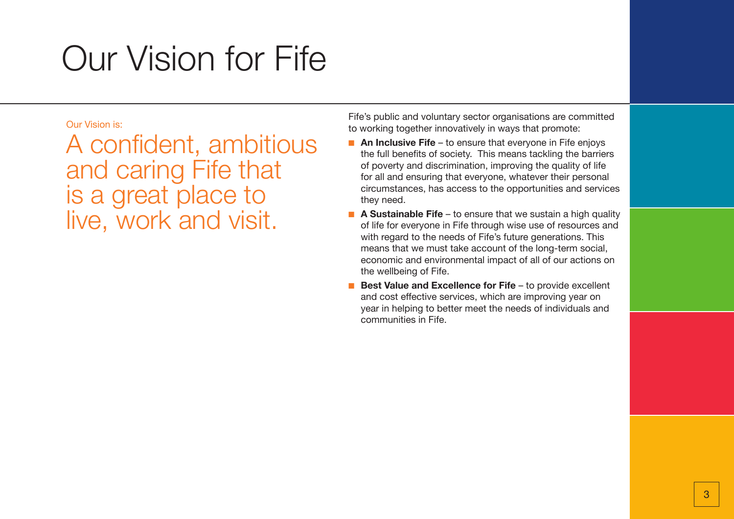# Our Vision for Fife

Our Vision is:

## A confident, ambitious and caring Fife that is a great place to live, work and visit.

Fife's public and voluntary sector organisations are committed to working together innovatively in ways that promote:

- **An Inclusive Fife** – to ensure that everyone in Fife enjoys the full benefits of society. This means tackling the barriers of poverty and discrimination, improving the quality of life for all and ensuring that everyone, whatever their personal circumstances, has access to the opportunities and services they need.
- **A Sustainable Fife** – to ensure that we sustain a high quality of life for everyone in Fife through wise use of resources and with regard to the needs of Fife's future generations. This means that we must take account of the long-term social, economic and environmental impact of all of our actions on the wellbeing of Fife.
- **Best Value and Excellence for Fife** – to provide excellent and cost effective services, which are improving year on year in helping to better meet the needs of individuals and communities in Fife.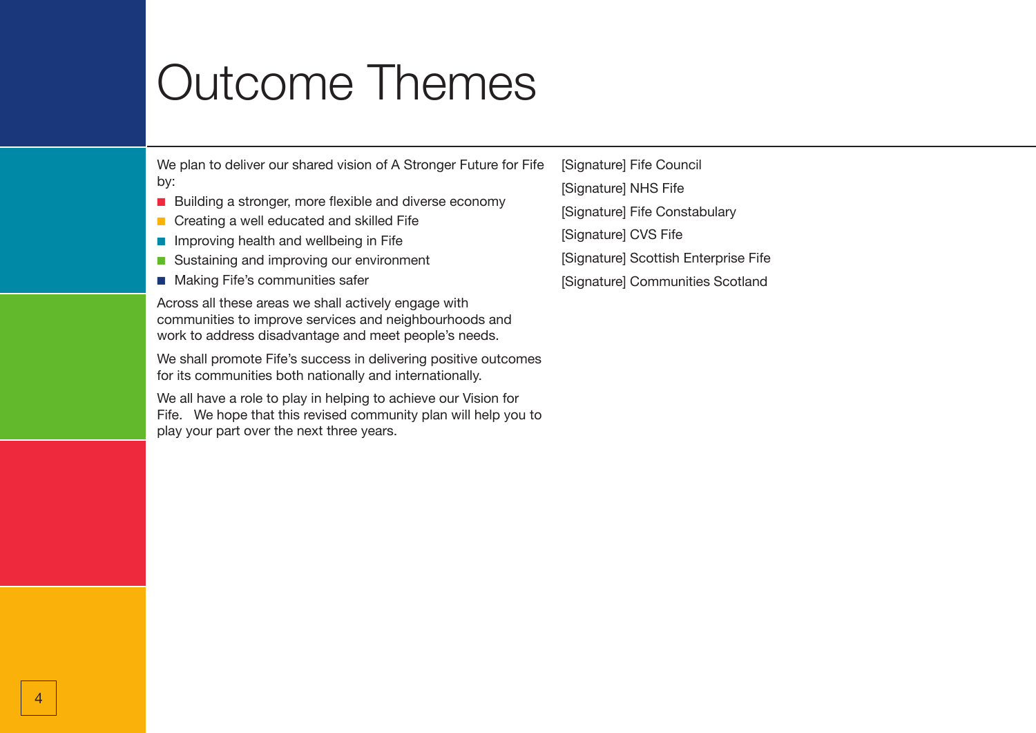# Outcome Themes

We plan to deliver our shared vision of A Stronger Future for Fife by:

- Building a stronger, more flexible and diverse economy
- Creating a well educated and skilled Fife
- Improving health and wellbeing in Fife
- Sustaining and improving our environment
- Making Fife's communities safer

Across all these areas we shall actively engage with communities to improve services and neighbourhoods and work to address disadvantage and meet people's needs.

We shall promote Fife's success in delivering positive outcomes for its communities both nationally and internationally.

We all have a role to play in helping to achieve our Vision for Fife. We hope that this revised community plan will help you to play your part over the next three years.

[Signature] Fife Council

[Signature] NHS Fife

[Signature] Fife Constabulary

[Signature] CVS Fife

[Signature] Scottish Enterprise Fife

[Signature] Communities Scotland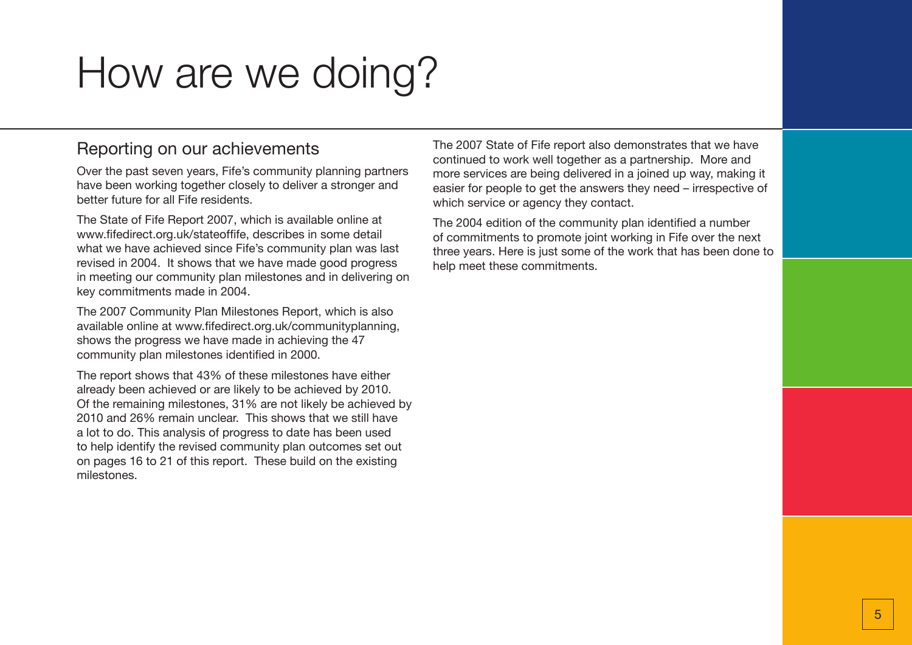# How are we doing?

## Reporting on our achievements

Over the past seven years, Fife's community planning partners have been working together closely to deliver a stronger and better future for all Fife residents.

The State of Fife Report 2007, which is available online at www.fifedirect.org.uk/stateoffife, describes in some detail what we have achieved since Fife's community plan was last revised in 2004. It shows that we have made good progress in meeting our community plan milestones and in delivering on key commitments made in 2004.

The 2007 Community Plan Milestones Report, which is also available online at www.fifedirect.org.uk/communityplanning, shows the progress we have made in achieving the 47 community plan milestones identified in 2000.

The report shows that 43% of these milestones have either already been achieved or are likely to be achieved by 2010. Of the remaining milestones, 31% are not likely be achieved by 2010 and 26% remain unclear. This shows that we still have a lot to do. This analysis of progress to date has been used to help identify the revised community plan outcomes set out on pages 16 to 21 of this report. These build on the existing milestones.

The 2007 State of Fife report also demonstrates that we have continued to work well together as a partnership. More and more services are being delivered in a joined up way, making it easier for people to get the answers they need – irrespective of which service or agency they contact.

The 2004 edition of the community plan identified a number of commitments to promote joint working in Fife over the next three years. Here is just some of the work that has been done to help meet these commitments.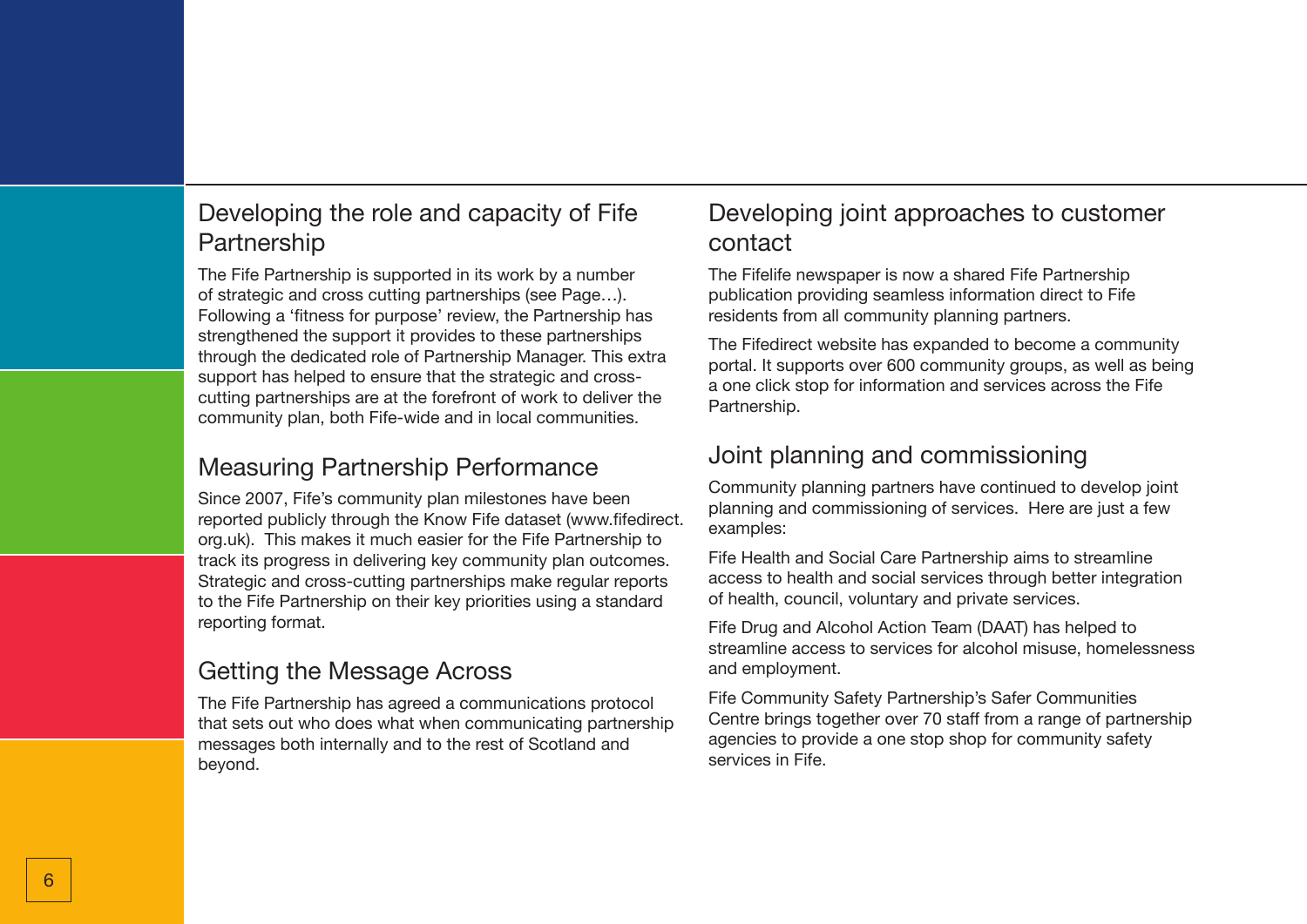## Developing the role and capacity of Fife Partnership

The Fife Partnership is supported in its work by a number of strategic and cross cutting partnerships (see Page…). Following a 'fitness for purpose' review, the Partnership has strengthened the support it provides to these partnerships through the dedicated role of Partnership Manager. This extra support has helped to ensure that the strategic and cross-cutting partnerships are at the forefront of work to deliver the community plan, both Fife-wide and in local communities.

## Measuring Partnership Performance

Since 2007, Fife's community plan milestones have been reported publicly through the Know Fife dataset (www.fifedirect.org.uk). This makes it much easier for the Fife Partnership to track its progress in delivering key community plan outcomes. Strategic and cross-cutting partnerships make regular reports to the Fife Partnership on their key priorities using a standard reporting format.

## Getting the Message Across

The Fife Partnership has agreed a communications protocol that sets out who does what when communicating partnership messages both internally and to the rest of Scotland and beyond.

## Developing joint approaches to customer contact

The Fifelife newspaper is now a shared Fife Partnership publication providing seamless information direct to Fife residents from all community planning partners.

The Fifedirect website has expanded to become a community portal. It supports over 600 community groups, as well as being a one click stop for information and services across the Fife Partnership.

## Joint planning and commissioning

Community planning partners have continued to develop joint planning and commissioning of services. Here are just a few examples:

Fife Health and Social Care Partnership aims to streamline access to health and social services through better integration of health, council, voluntary and private services.

Fife Drug and Alcohol Action Team (DAAT) has helped to streamline access to services for alcohol misuse, homelessness and employment.

Fife Community Safety Partnership's Safer Communities Centre brings together over 70 staff from a range of partnership agencies to provide a one stop shop for community safety services in Fife.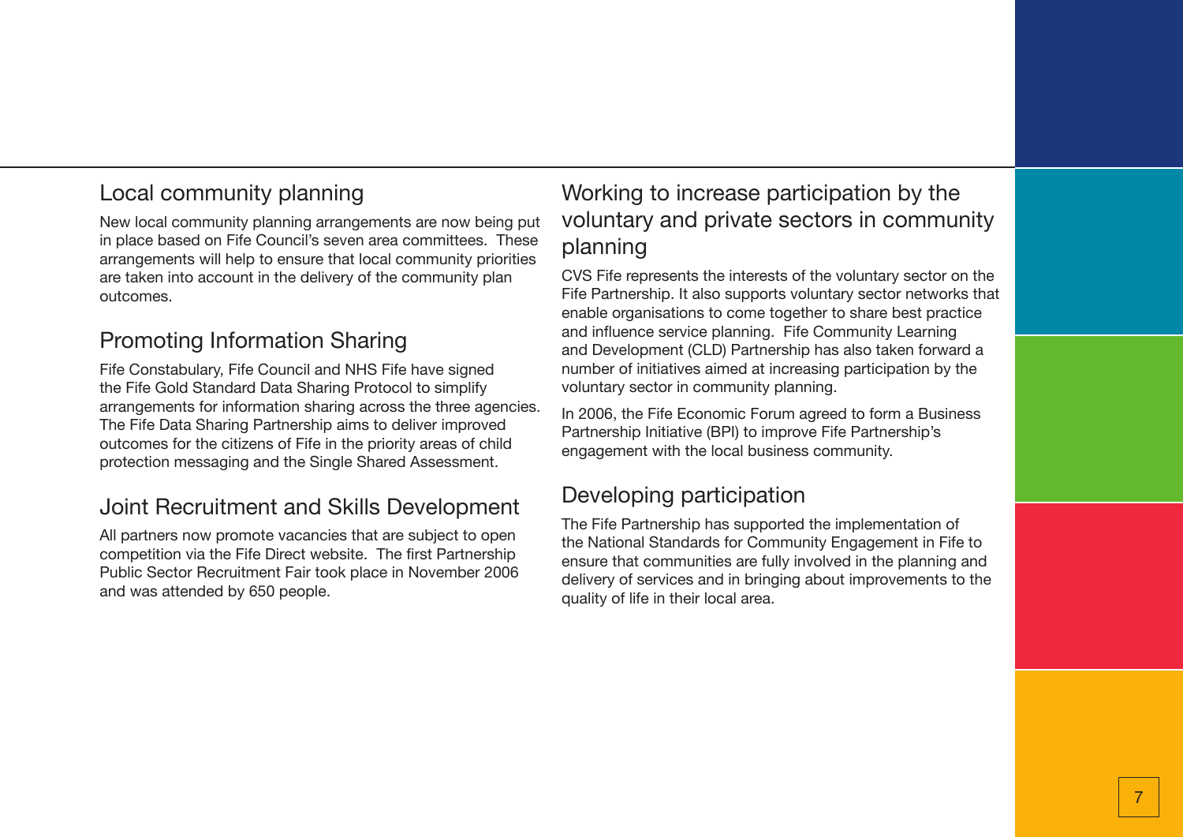## Local community planning

New local community planning arrangements are now being put in place based on Fife Council's seven area committees. These arrangements will help to ensure that local community priorities are taken into account in the delivery of the community plan outcomes.

## Promoting Information Sharing

Fife Constabulary, Fife Council and NHS Fife have signed the Fife Gold Standard Data Sharing Protocol to simplify arrangements for information sharing across the three agencies. The Fife Data Sharing Partnership aims to deliver improved outcomes for the citizens of Fife in the priority areas of child protection messaging and the Single Shared Assessment.

## Joint Recruitment and Skills Development

All partners now promote vacancies that are subject to open competition via the Fife Direct website. The first Partnership Public Sector Recruitment Fair took place in November 2006 and was attended by 650 people.

## Working to increase participation by the voluntary and private sectors in community planning

CVS Fife represents the interests of the voluntary sector on the Fife Partnership. It also supports voluntary sector networks that enable organisations to come together to share best practice and influence service planning. Fife Community Learning and Development (CLD) Partnership has also taken forward a number of initiatives aimed at increasing participation by the voluntary sector in community planning.

In 2006, the Fife Economic Forum agreed to form a Business Partnership Initiative (BPI) to improve Fife Partnership's engagement with the local business community.

## Developing participation

The Fife Partnership has supported the implementation of the National Standards for Community Engagement in Fife to ensure that communities are fully involved in the planning and delivery of services and in bringing about improvements to the quality of life in their local area.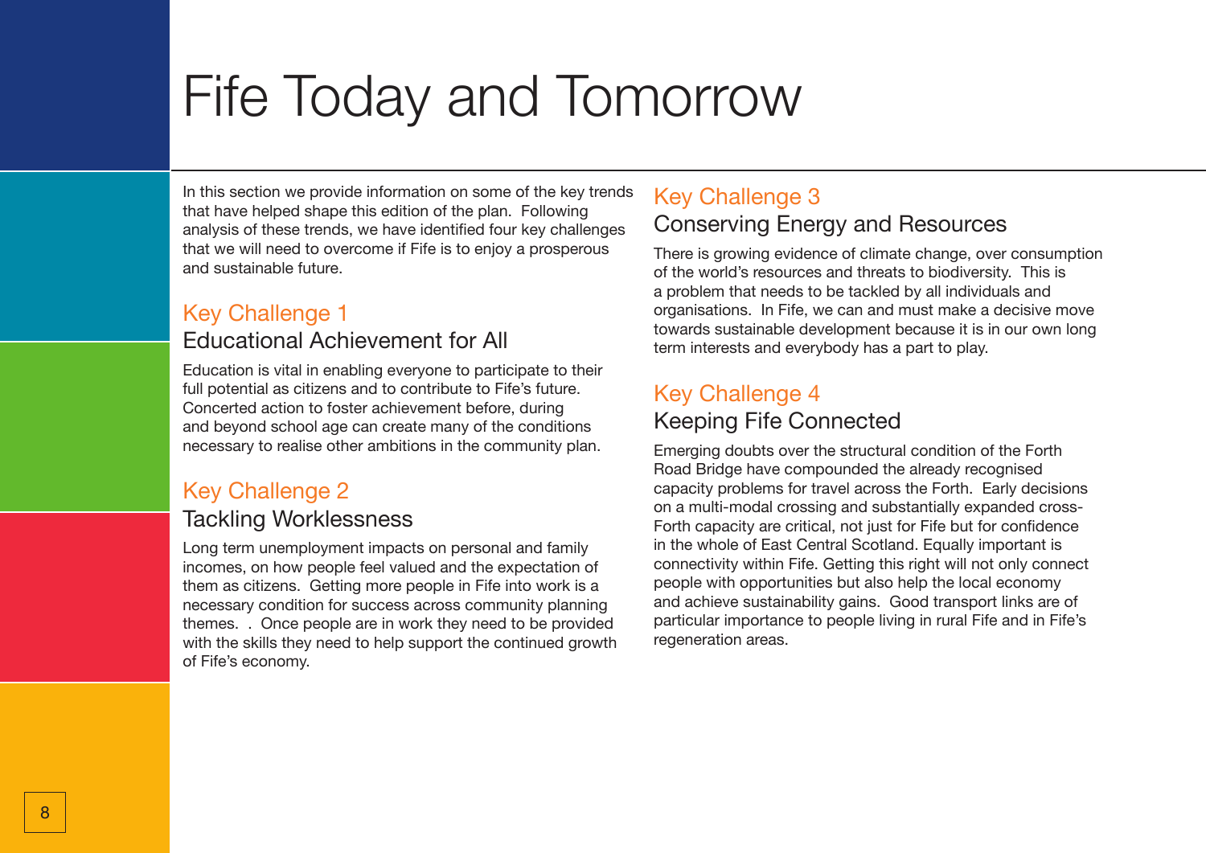# Fife Today and Tomorrow

In this section we provide information on some of the key trends that have helped shape this edition of the plan. Following analysis of these trends, we have identified four key challenges that we will need to overcome if Fife is to enjoy a prosperous and sustainable future.

## Key Challenge 1

### Educational Achievement for All

Education is vital in enabling everyone to participate to their full potential as citizens and to contribute to Fife's future. Concerted action to foster achievement before, during and beyond school age can create many of the conditions necessary to realise other ambitions in the community plan.

## Key Challenge 2

### Tackling Worklessness

Long term unemployment impacts on personal and family incomes, on how people feel valued and the expectation of them as citizens. Getting more people in Fife into work is a necessary condition for success across community planning themes. . Once people are in work they need to be provided with the skills they need to help support the continued growth of Fife's economy.

## Key Challenge 3

### Conserving Energy and Resources

There is growing evidence of climate change, over consumption of the world's resources and threats to biodiversity. This is a problem that needs to be tackled by all individuals and organisations. In Fife, we can and must make a decisive move towards sustainable development because it is in our own long term interests and everybody has a part to play.

## Key Challenge 4

### Keeping Fife Connected

Emerging doubts over the structural condition of the Forth Road Bridge have compounded the already recognised capacity problems for travel across the Forth. Early decisions on a multi-modal crossing and substantially expanded cross-Forth capacity are critical, not just for Fife but for confidence in the whole of East Central Scotland. Equally important is connectivity within Fife. Getting this right will not only connect people with opportunities but also help the local economy and achieve sustainability gains. Good transport links are of particular importance to people living in rural Fife and in Fife's regeneration areas.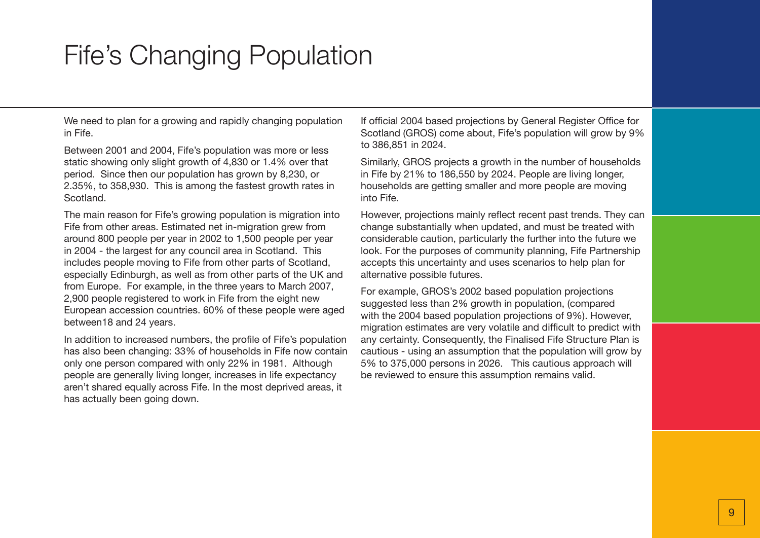# Fife's Changing Population

We need to plan for a growing and rapidly changing population in Fife.

Between 2001 and 2004, Fife's population was more or less static showing only slight growth of 4,830 or 1.4% over that period. Since then our population has grown by 8,230, or 2.35%, to 358,930. This is among the fastest growth rates in Scotland.

The main reason for Fife's growing population is migration into Fife from other areas. Estimated net in-migration grew from around 800 people per year in 2002 to 1,500 people per year in 2004 - the largest for any council area in Scotland. This includes people moving to Fife from other parts of Scotland, especially Edinburgh, as well as from other parts of the UK and from Europe. For example, in the three years to March 2007, 2,900 people registered to work in Fife from the eight new European accession countries. 60% of these people were aged between18 and 24 years.

In addition to increased numbers, the profile of Fife's population has also been changing: 33% of households in Fife now contain only one person compared with only 22% in 1981. Although people are generally living longer, increases in life expectancy aren't shared equally across Fife. In the most deprived areas, it has actually been going down.

If official 2004 based projections by General Register Office for Scotland (GROS) come about, Fife's population will grow by 9% to 386,851 in 2024.

Similarly, GROS projects a growth in the number of households in Fife by 21% to 186,550 by 2024. People are living longer, households are getting smaller and more people are moving into Fife.

However, projections mainly reflect recent past trends. They can change substantially when updated, and must be treated with considerable caution, particularly the further into the future we look. For the purposes of community planning, Fife Partnership accepts this uncertainty and uses scenarios to help plan for alternative possible futures.

For example, GROS's 2002 based population projections suggested less than 2% growth in population, (compared with the 2004 based population projections of 9%). However, migration estimates are very volatile and difficult to predict with any certainty. Consequently, the Finalised Fife Structure Plan is cautious - using an assumption that the population will grow by 5% to 375,000 persons in 2026. This cautious approach will be reviewed to ensure this assumption remains valid.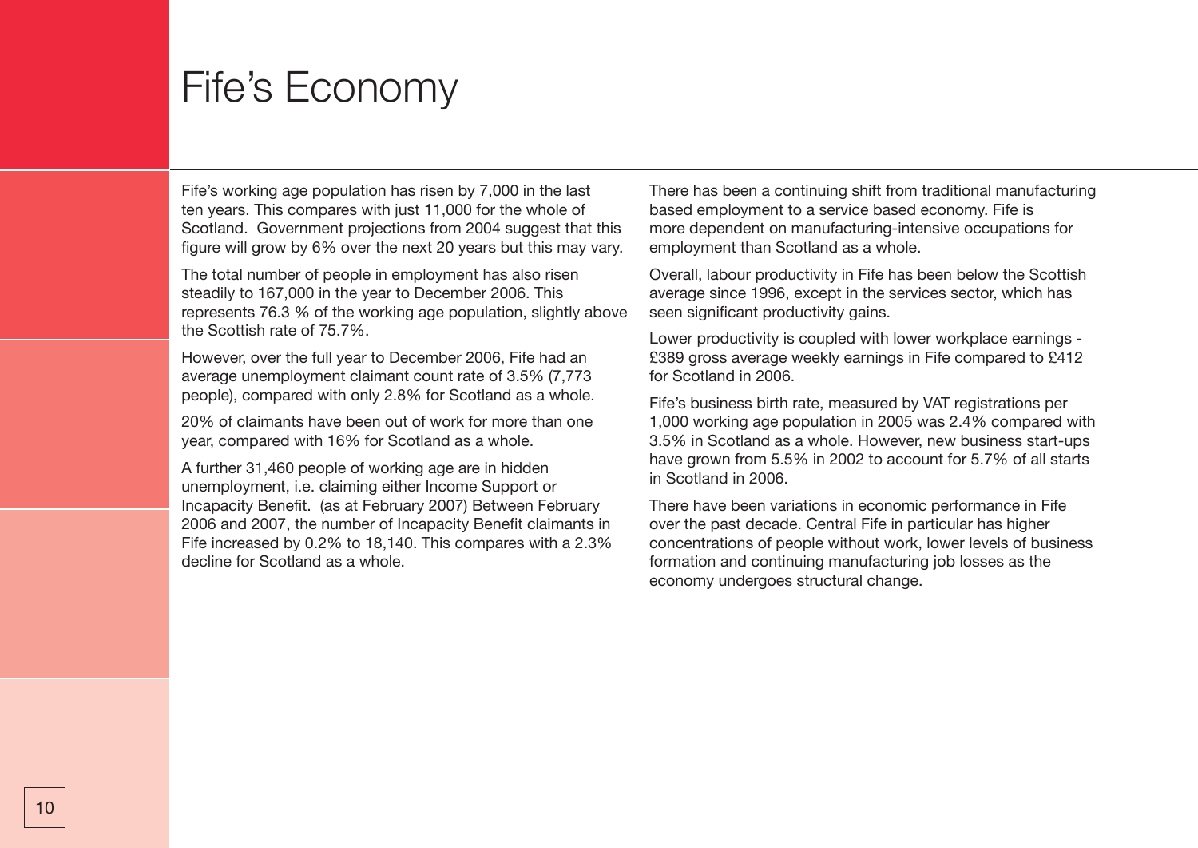# Fife's Economy

Fife's working age population has risen by 7,000 in the last ten years. This compares with just 11,000 for the whole of Scotland. Government projections from 2004 suggest that this figure will grow by 6% over the next 20 years but this may vary.

The total number of people in employment has also risen steadily to 167,000 in the year to December 2006. This represents 76.3 % of the working age population, slightly above the Scottish rate of 75.7%.

However, over the full year to December 2006, Fife had an average unemployment claimant count rate of 3.5% (7,773 people), compared with only 2.8% for Scotland as a whole.

20% of claimants have been out of work for more than one year, compared with 16% for Scotland as a whole.

A further 31,460 people of working age are in hidden unemployment, i.e. claiming either Income Support or Incapacity Benefit. (as at February 2007) Between February 2006 and 2007, the number of Incapacity Benefit claimants in Fife increased by 0.2% to 18,140. This compares with a 2.3% decline for Scotland as a whole.

There has been a continuing shift from traditional manufacturing based employment to a service based economy. Fife is more dependent on manufacturing-intensive occupations for employment than Scotland as a whole.

Overall, labour productivity in Fife has been below the Scottish average since 1996, except in the services sector, which has seen significant productivity gains.

Lower productivity is coupled with lower workplace earnings - £389 gross average weekly earnings in Fife compared to £412 for Scotland in 2006.

Fife's business birth rate, measured by VAT registrations per 1,000 working age population in 2005 was 2.4% compared with 3.5% in Scotland as a whole. However, new business start-ups have grown from 5.5% in 2002 to account for 5.7% of all starts in Scotland in 2006.

There have been variations in economic performance in Fife over the past decade. Central Fife in particular has higher concentrations of people without work, lower levels of business formation and continuing manufacturing job losses as the economy undergoes structural change.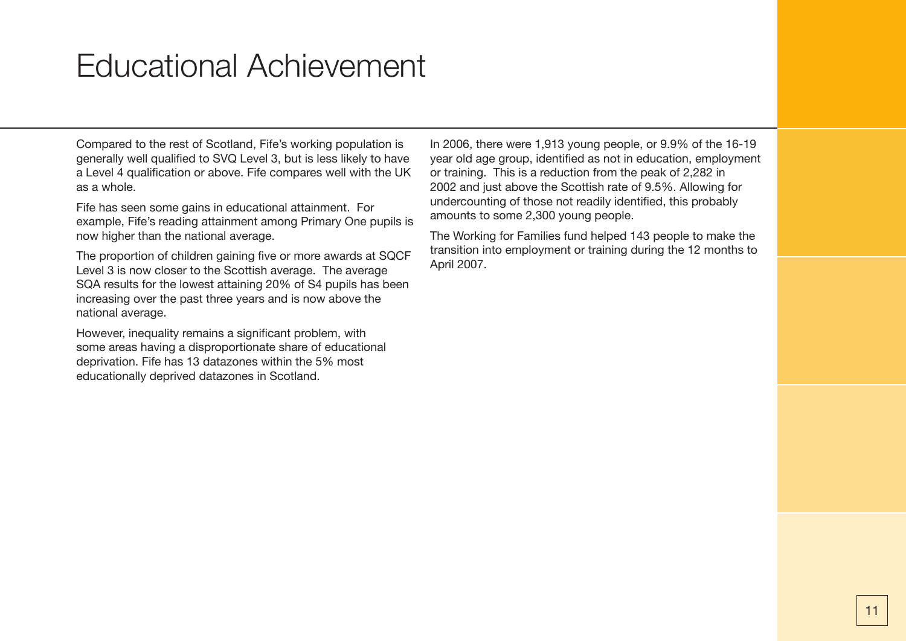# Educational Achievement

Compared to the rest of Scotland, Fife's working population is generally well qualified to SVQ Level 3, but is less likely to have a Level 4 qualification or above. Fife compares well with the UK as a whole.

Fife has seen some gains in educational attainment. For example, Fife's reading attainment among Primary One pupils is now higher than the national average.

The proportion of children gaining five or more awards at SQCF Level 3 is now closer to the Scottish average. The average SQA results for the lowest attaining 20% of S4 pupils has been increasing over the past three years and is now above the national average.

However, inequality remains a significant problem, with some areas having a disproportionate share of educational deprivation. Fife has 13 datazones within the 5% most educationally deprived datazones in Scotland.

In 2006, there were 1,913 young people, or 9.9% of the 16-19 year old age group, identified as not in education, employment or training. This is a reduction from the peak of 2,282 in 2002 and just above the Scottish rate of 9.5%. Allowing for undercounting of those not readily identified, this probably amounts to some 2,300 young people.

The Working for Families fund helped 143 people to make the transition into employment or training during the 12 months to April 2007.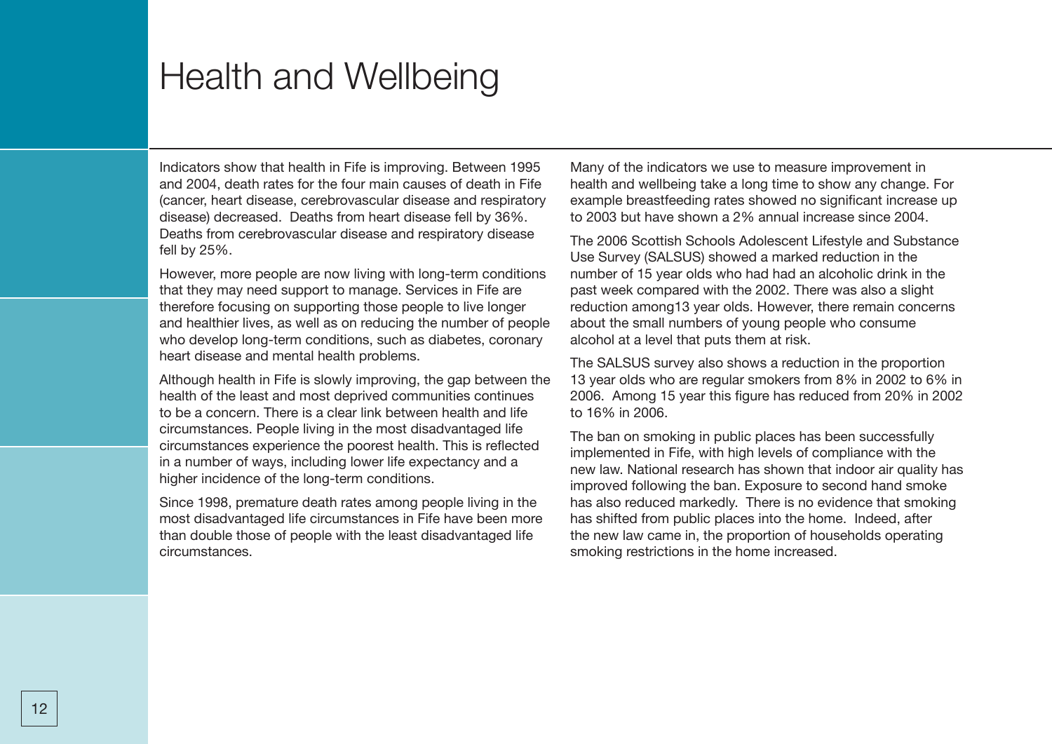# Health and Wellbeing

Indicators show that health in Fife is improving. Between 1995 and 2004, death rates for the four main causes of death in Fife (cancer, heart disease, cerebrovascular disease and respiratory disease) decreased. Deaths from heart disease fell by 36%. Deaths from cerebrovascular disease and respiratory disease fell by 25%.

However, more people are now living with long-term conditions that they may need support to manage. Services in Fife are therefore focusing on supporting those people to live longer and healthier lives, as well as on reducing the number of people who develop long-term conditions, such as diabetes, coronary heart disease and mental health problems.

Although health in Fife is slowly improving, the gap between the health of the least and most deprived communities continues to be a concern. There is a clear link between health and life circumstances. People living in the most disadvantaged life circumstances experience the poorest health. This is reflected in a number of ways, including lower life expectancy and a higher incidence of the long-term conditions.

Since 1998, premature death rates among people living in the most disadvantaged life circumstances in Fife have been more than double those of people with the least disadvantaged life circumstances.

Many of the indicators we use to measure improvement in health and wellbeing take a long time to show any change. For example breastfeeding rates showed no significant increase up to 2003 but have shown a 2% annual increase since 2004.

The 2006 Scottish Schools Adolescent Lifestyle and Substance Use Survey (SALSUS) showed a marked reduction in the number of 15 year olds who had had an alcoholic drink in the past week compared with the 2002. There was also a slight reduction among13 year olds. However, there remain concerns about the small numbers of young people who consume alcohol at a level that puts them at risk.

The SALSUS survey also shows a reduction in the proportion 13 year olds who are regular smokers from 8% in 2002 to 6% in 2006. Among 15 year this figure has reduced from 20% in 2002 to 16% in 2006.

The ban on smoking in public places has been successfully implemented in Fife, with high levels of compliance with the new law. National research has shown that indoor air quality has improved following the ban. Exposure to second hand smoke has also reduced markedly. There is no evidence that smoking has shifted from public places into the home. Indeed, after the new law came in, the proportion of households operating smoking restrictions in the home increased.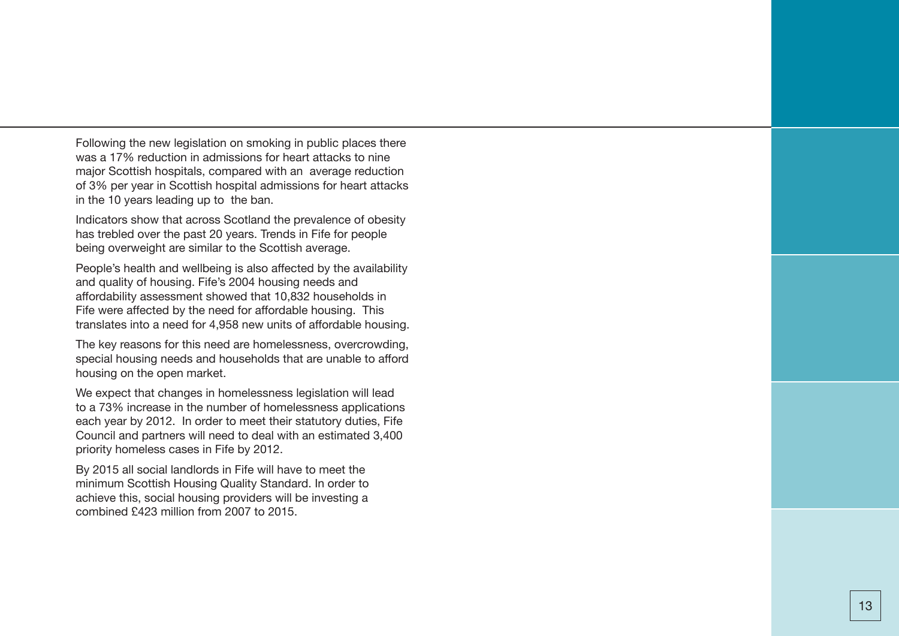Following the new legislation on smoking in public places there was a 17% reduction in admissions for heart attacks to nine major Scottish hospitals, compared with an average reduction of 3% per year in Scottish hospital admissions for heart attacks in the 10 years leading up to the ban.

Indicators show that across Scotland the prevalence of obesity has trebled over the past 20 years. Trends in Fife for people being overweight are similar to the Scottish average.

People's health and wellbeing is also affected by the availability and quality of housing. Fife's 2004 housing needs and affordability assessment showed that 10,832 households in Fife were affected by the need for affordable housing. This translates into a need for 4,958 new units of affordable housing.

The key reasons for this need are homelessness, overcrowding, special housing needs and households that are unable to afford housing on the open market.

We expect that changes in homelessness legislation will lead to a 73% increase in the number of homelessness applications each year by 2012. In order to meet their statutory duties, Fife Council and partners will need to deal with an estimated 3,400 priority homeless cases in Fife by 2012.

By 2015 all social landlords in Fife will have to meet the minimum Scottish Housing Quality Standard. In order to achieve this, social housing providers will be investing a combined £423 million from 2007 to 2015.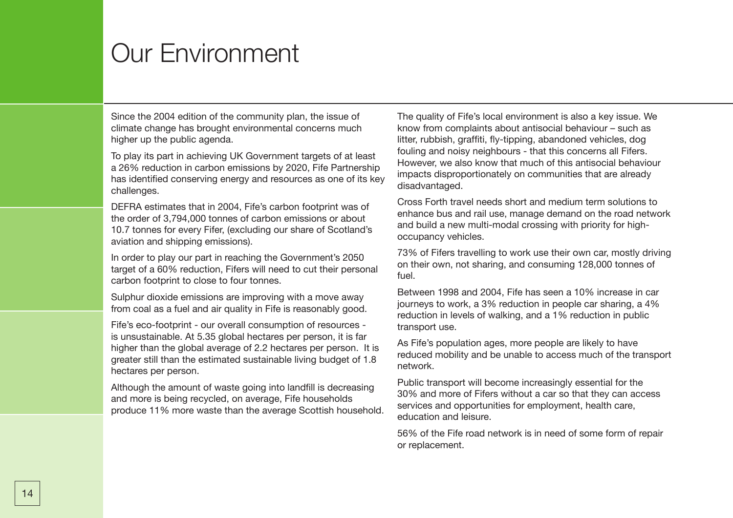# Our Environment

Since the 2004 edition of the community plan, the issue of climate change has brought environmental concerns much higher up the public agenda.

To play its part in achieving UK Government targets of at least a 26% reduction in carbon emissions by 2020, Fife Partnership has identified conserving energy and resources as one of its key challenges.

DEFRA estimates that in 2004, Fife's carbon footprint was of the order of 3,794,000 tonnes of carbon emissions or about 10.7 tonnes for every Fifer, (excluding our share of Scotland's aviation and shipping emissions).

In order to play our part in reaching the Government's 2050 target of a 60% reduction, Fifers will need to cut their personal carbon footprint to close to four tonnes.

Sulphur dioxide emissions are improving with a move away from coal as a fuel and air quality in Fife is reasonably good.

Fife's eco-footprint - our overall consumption of resources - is unsustainable. At 5.35 global hectares per person, it is far higher than the global average of 2.2 hectares per person. It is greater still than the estimated sustainable living budget of 1.8 hectares per person.

Although the amount of waste going into landfill is decreasing and more is being recycled, on average, Fife households produce 11% more waste than the average Scottish household.

The quality of Fife's local environment is also a key issue. We know from complaints about antisocial behaviour – such as litter, rubbish, graffiti, fly-tipping, abandoned vehicles, dog fouling and noisy neighbours - that this concerns all Fifers. However, we also know that much of this antisocial behaviour impacts disproportionately on communities that are already disadvantaged.

Cross Forth travel needs short and medium term solutions to enhance bus and rail use, manage demand on the road network and build a new multi-modal crossing with priority for high-occupancy vehicles.

73% of Fifers travelling to work use their own car, mostly driving on their own, not sharing, and consuming 128,000 tonnes of fuel.

Between 1998 and 2004, Fife has seen a 10% increase in car journeys to work, a 3% reduction in people car sharing, a 4% reduction in levels of walking, and a 1% reduction in public transport use.

As Fife's population ages, more people are likely to have reduced mobility and be unable to access much of the transport network.

Public transport will become increasingly essential for the 30% and more of Fifers without a car so that they can access services and opportunities for employment, health care, education and leisure.

56% of the Fife road network is in need of some form of repair or replacement.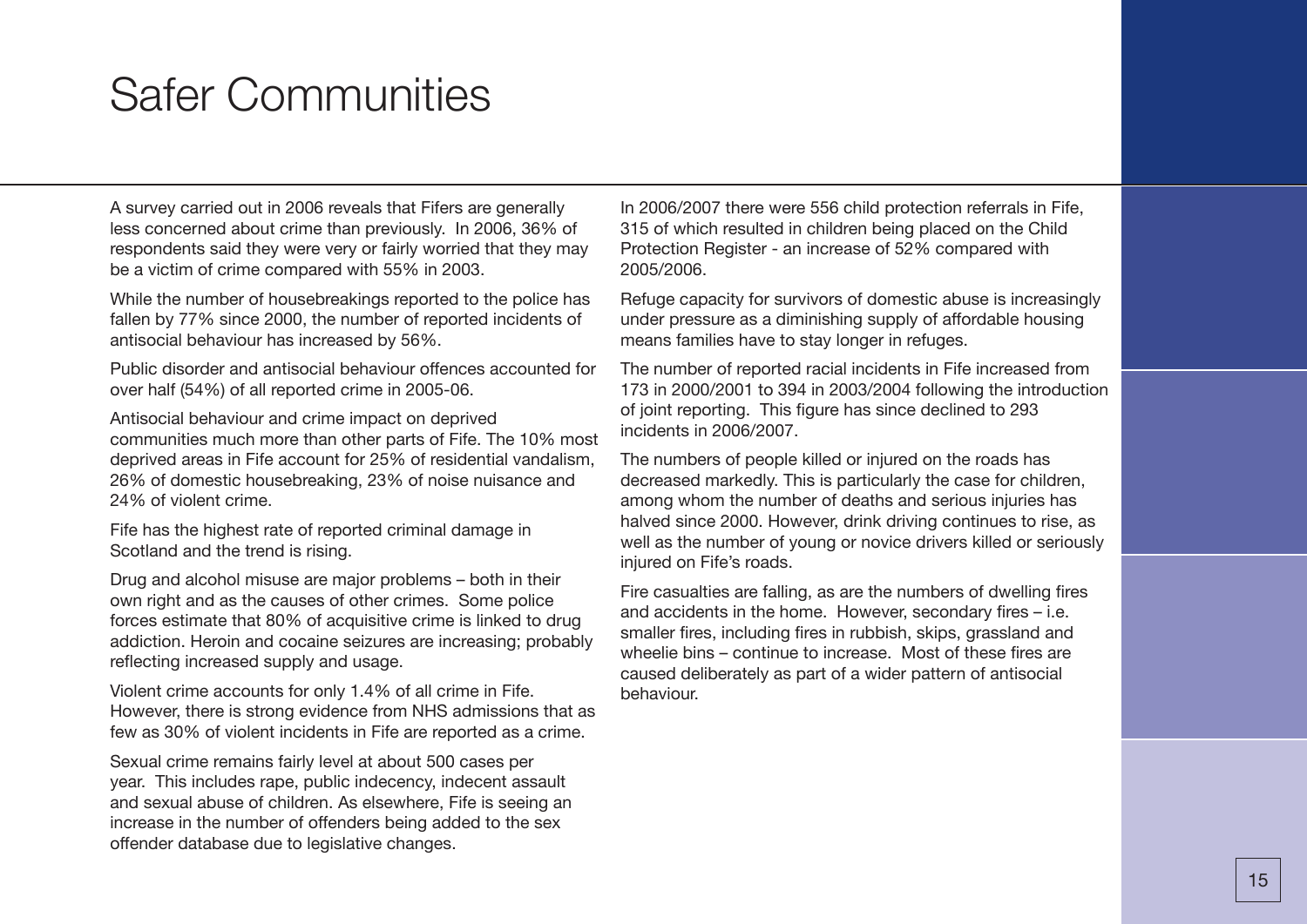# Safer Communities

A survey carried out in 2006 reveals that Fifers are generally less concerned about crime than previously. In 2006, 36% of respondents said they were very or fairly worried that they may be a victim of crime compared with 55% in 2003.

While the number of housebreakings reported to the police has fallen by 77% since 2000, the number of reported incidents of antisocial behaviour has increased by 56%.

Public disorder and antisocial behaviour offences accounted for over half (54%) of all reported crime in 2005-06.

Antisocial behaviour and crime impact on deprived communities much more than other parts of Fife. The 10% most deprived areas in Fife account for 25% of residential vandalism, 26% of domestic housebreaking, 23% of noise nuisance and 24% of violent crime.

Fife has the highest rate of reported criminal damage in Scotland and the trend is rising.

Drug and alcohol misuse are major problems – both in their own right and as the causes of other crimes. Some police forces estimate that 80% of acquisitive crime is linked to drug addiction. Heroin and cocaine seizures are increasing; probably reflecting increased supply and usage.

Violent crime accounts for only 1.4% of all crime in Fife. However, there is strong evidence from NHS admissions that as few as 30% of violent incidents in Fife are reported as a crime.

Sexual crime remains fairly level at about 500 cases per year. This includes rape, public indecency, indecent assault and sexual abuse of children. As elsewhere, Fife is seeing an increase in the number of offenders being added to the sex offender database due to legislative changes.

In 2006/2007 there were 556 child protection referrals in Fife, 315 of which resulted in children being placed on the Child Protection Register - an increase of 52% compared with 2005/2006.

Refuge capacity for survivors of domestic abuse is increasingly under pressure as a diminishing supply of affordable housing means families have to stay longer in refuges.

The number of reported racial incidents in Fife increased from 173 in 2000/2001 to 394 in 2003/2004 following the introduction of joint reporting. This figure has since declined to 293 incidents in 2006/2007.

The numbers of people killed or injured on the roads has decreased markedly. This is particularly the case for children, among whom the number of deaths and serious injuries has halved since 2000. However, drink driving continues to rise, as well as the number of young or novice drivers killed or seriously injured on Fife's roads.

Fire casualties are falling, as are the numbers of dwelling fires and accidents in the home. However, secondary fires – i.e. smaller fires, including fires in rubbish, skips, grassland and wheelie bins – continue to increase. Most of these fires are caused deliberately as part of a wider pattern of antisocial behaviour.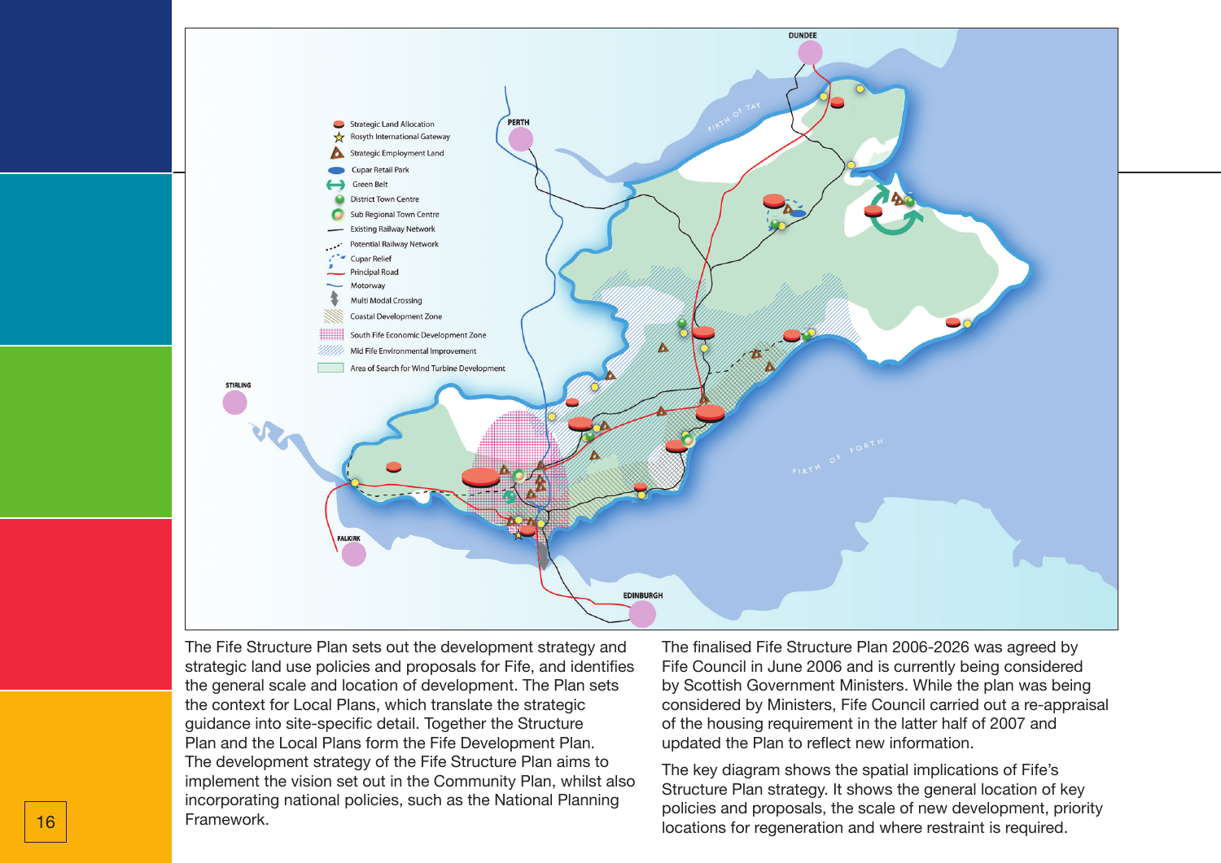The Fife Structure Plan sets out the development strategy and strategic land use policies and proposals for Fife, and identifies the general scale and location of development. The Plan sets the context for Local Plans, which translate the strategic guidance into site-specific detail. Together the Structure Plan and the Local Plans form the Fife Development Plan. The development strategy of the Fife Structure Plan aims to implement the vision set out in the Community Plan, whilst also incorporating national policies, such as the National Planning Framework.

The finalised Fife Structure Plan 2006-2026 was agreed by Fife Council in June 2006 and is currently being considered by Scottish Government Ministers. While the plan was being considered by Ministers, Fife Council carried out a re-appraisal of the housing requirement in the latter half of 2007 and updated the Plan to reflect new information.

The key diagram shows the spatial implications of Fife's Structure Plan strategy. It shows the general location of key policies and proposals, the scale of new development, priority locations for regeneration and where restraint is required.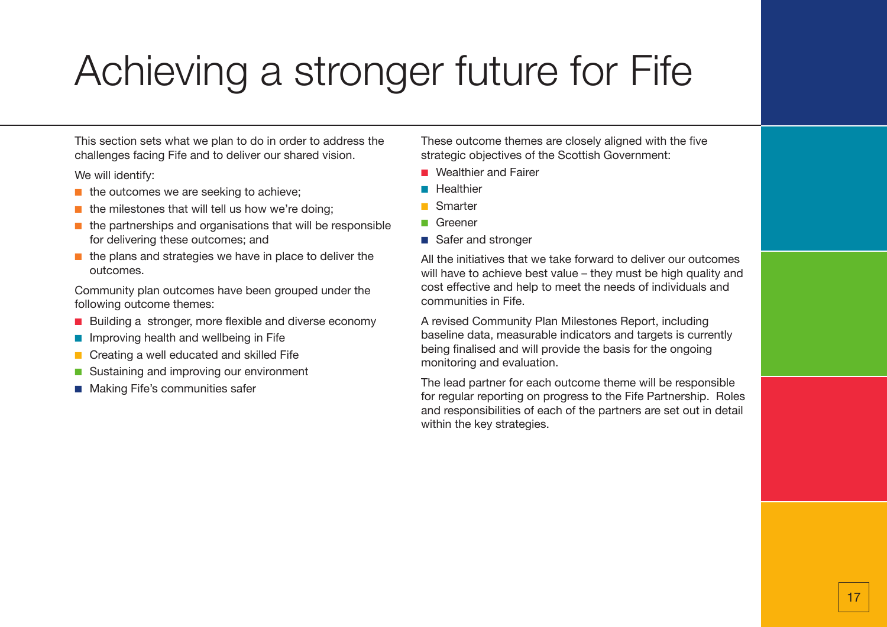# Achieving a stronger future for Fife

This section sets what we plan to do in order to address the challenges facing Fife and to deliver our shared vision.

We will identify:

- the outcomes we are seeking to achieve;
- the milestones that will tell us how we're doing;
- the partnerships and organisations that will be responsible for delivering these outcomes; and
- the plans and strategies we have in place to deliver the outcomes.

Community plan outcomes have been grouped under the following outcome themes:

- Building a  stronger, more flexible and diverse economy
- Improving health and wellbeing in Fife
- Creating a well educated and skilled Fife
- Sustaining and improving our environment
- Making Fife's communities safer

These outcome themes are closely aligned with the five strategic objectives of the Scottish Government:

- Wealthier and Fairer
- Healthier
- Smarter
- Greener
- Safer and stronger

All the initiatives that we take forward to deliver our outcomes will have to achieve best value – they must be high quality and cost effective and help to meet the needs of individuals and communities in Fife.

A revised Community Plan Milestones Report, including baseline data, measurable indicators and targets is currently being finalised and will provide the basis for the ongoing monitoring and evaluation.

The lead partner for each outcome theme will be responsible for regular reporting on progress to the Fife Partnership.  Roles and responsibilities of each of the partners are set out in detail within the key strategies.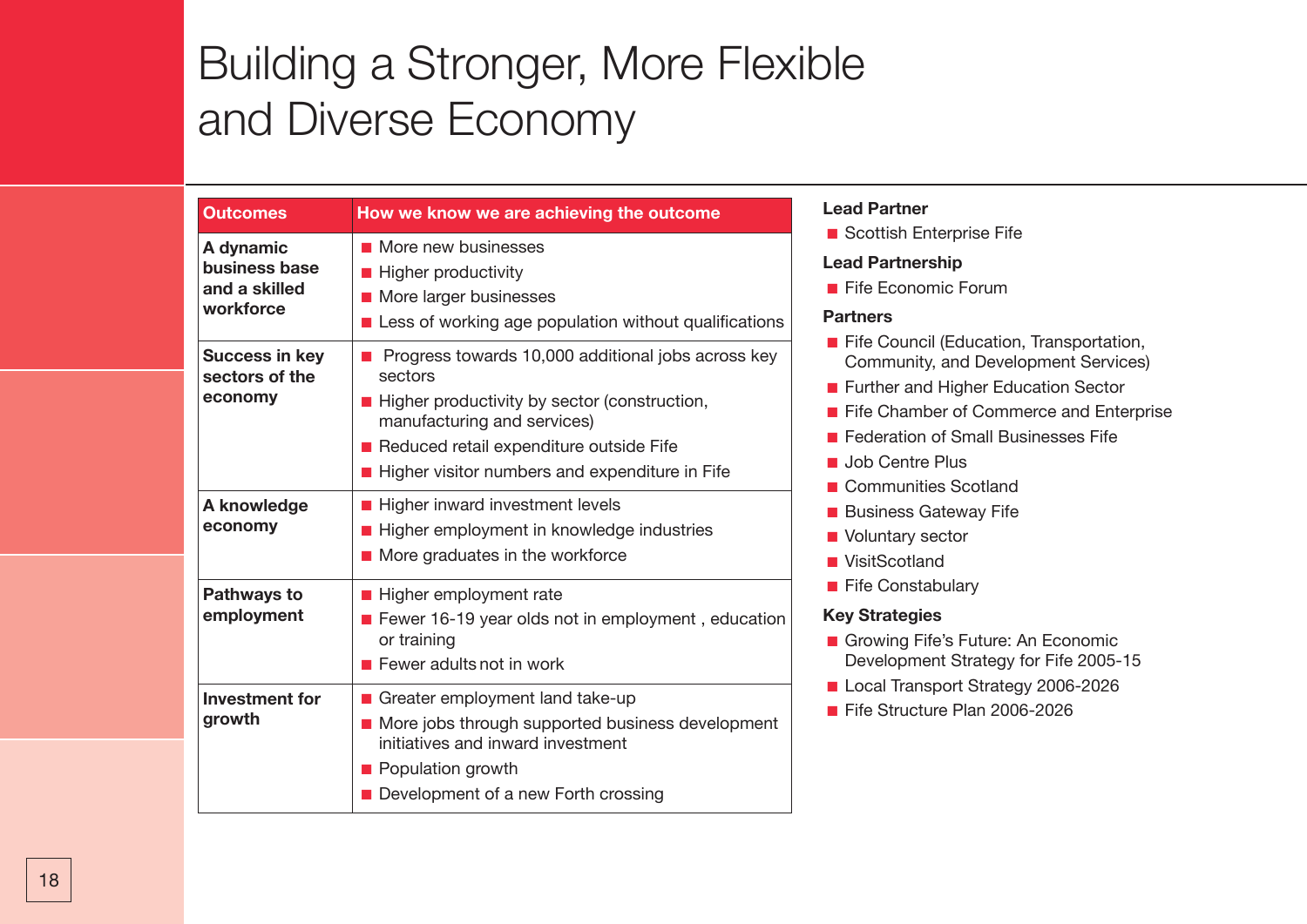# Building a Stronger, More Flexible and Diverse Economy

| Outcomes | How we know we are achieving the outcome |
|---|---|
| **A dynamic business base and a skilled workforce** | ■ More new businesses<br>■ Higher productivity<br>■ More larger businesses<br>■ Less of working age population without qualifications |
| **Success in key sectors of the economy** | ■ Progress towards 10,000 additional jobs across key sectors<br>■ Higher productivity by sector (construction, manufacturing and services)<br>■ Reduced retail expenditure outside Fife<br>■ Higher visitor numbers and expenditure in Fife |
| **A knowledge economy** | ■ Higher inward investment levels<br>■ Higher employment in knowledge industries<br>■ More graduates in the workforce |
| **Pathways to employment** | ■ Higher employment rate<br>■ Fewer 16-19 year olds not in employment , education or training<br>■ Fewer adults not in work |
| **Investment for growth** | ■ Greater employment land take-up<br>■ More jobs through supported business development initiatives and inward investment<br>■ Population growth<br>■ Development of a new Forth crossing |

**Lead Partner**

- Scottish Enterprise Fife

**Lead Partnership**

- Fife Economic Forum

**Partners**

- Fife Council (Education, Transportation, Community, and Development Services)
- Further and Higher Education Sector
- Fife Chamber of Commerce and Enterprise
- Federation of Small Businesses Fife
- Job Centre Plus
- Communities Scotland
- Business Gateway Fife
- Voluntary sector
- VisitScotland
- Fife Constabulary

**Key Strategies**

- Growing Fife's Future: An Economic Development Strategy for Fife 2005-15
- Local Transport Strategy 2006-2026
- Fife Structure Plan 2006-2026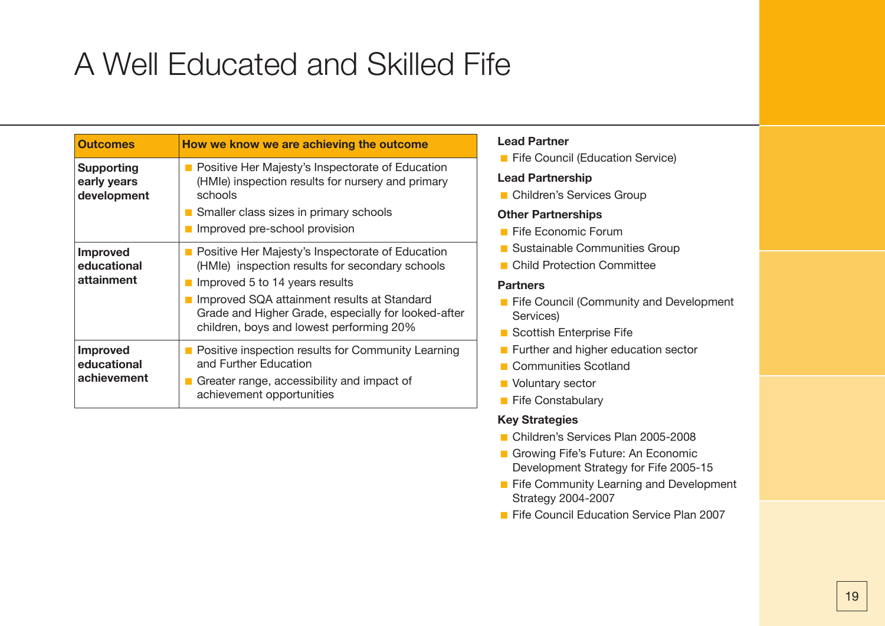# A Well Educated and Skilled Fife

| Outcomes | How we know we are achieving the outcome |
|---|---|
| **Supporting early years development** | ■ Positive Her Majesty's Inspectorate of Education (HMIe) inspection results for nursery and primary schools<br>■ Smaller class sizes in primary schools<br>■ Improved pre-school provision |
| **Improved educational attainment** | ■ Positive Her Majesty's Inspectorate of Education (HMIe) inspection results for secondary schools<br>■ Improved 5 to 14 years results<br>■ Improved SQA attainment results at Standard Grade and Higher Grade, especially for looked-after children, boys and lowest performing 20% |
| **Improved educational achievement** | ■ Positive inspection results for Community Learning and Further Education<br>■ Greater range, accessibility and impact of achievement opportunities |

**Lead Partner**

- Fife Council (Education Service)

**Lead Partnership**

- Children's Services Group

**Other Partnerships**

- Fife Economic Forum
- Sustainable Communities Group
- Child Protection Committee

**Partners**

- Fife Council (Community and Development Services)
- Scottish Enterprise Fife
- Further and higher education sector
- Communities Scotland
- Voluntary sector
- Fife Constabulary

**Key Strategies**

- Children's Services Plan 2005-2008
- Growing Fife's Future: An Economic Development Strategy for Fife 2005-15
- Fife Community Learning and Development Strategy 2004-2007
- Fife Council Education Service Plan 2007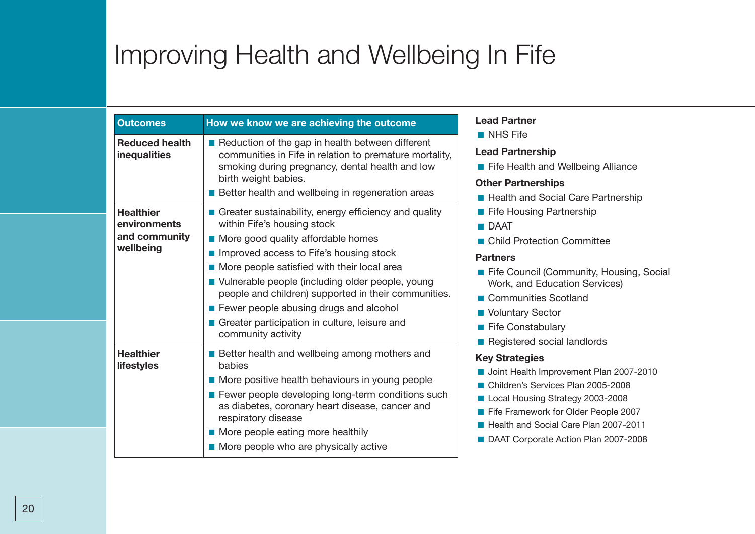# Improving Health and Wellbeing In Fife

| Outcomes | How we know we are achieving the outcome |
|---|---|
| **Reduced health inequalities** | ■ Reduction of the gap in health between different communities in Fife in relation to premature mortality, smoking during pregnancy, dental health and low birth weight babies.<br>■ Better health and wellbeing in regeneration areas |
| **Healthier environments and community wellbeing** | ■ Greater sustainability, energy efficiency and quality within Fife's housing stock<br>■ More good quality affordable homes<br>■ Improved access to Fife's housing stock<br>■ More people satisfied with their local area<br>■ Vulnerable people (including older people, young people and children) supported in their communities.<br>■ Fewer people abusing drugs and alcohol<br>■ Greater participation in culture, leisure and community activity |
| **Healthier lifestyles** | ■ Better health and wellbeing among mothers and babies<br>■ More positive health behaviours in young people<br>■ Fewer people developing long-term conditions such as diabetes, coronary heart disease, cancer and respiratory disease<br>■ More people eating more healthily<br>■ More people who are physically active |

**Lead Partner**

- NHS Fife

**Lead Partnership**

- Fife Health and Wellbeing Alliance

**Other Partnerships**

- Health and Social Care Partnership
- Fife Housing Partnership
- DAAT
- Child Protection Committee

**Partners**

- Fife Council (Community, Housing, Social Work, and Education Services)
- Communities Scotland
- Voluntary Sector
- Fife Constabulary
- Registered social landlords

**Key Strategies**

- Joint Health Improvement Plan 2007-2010
- Children's Services Plan 2005-2008
- Local Housing Strategy 2003-2008
- Fife Framework for Older People 2007
- Health and Social Care Plan 2007-2011
- DAAT Corporate Action Plan 2007-2008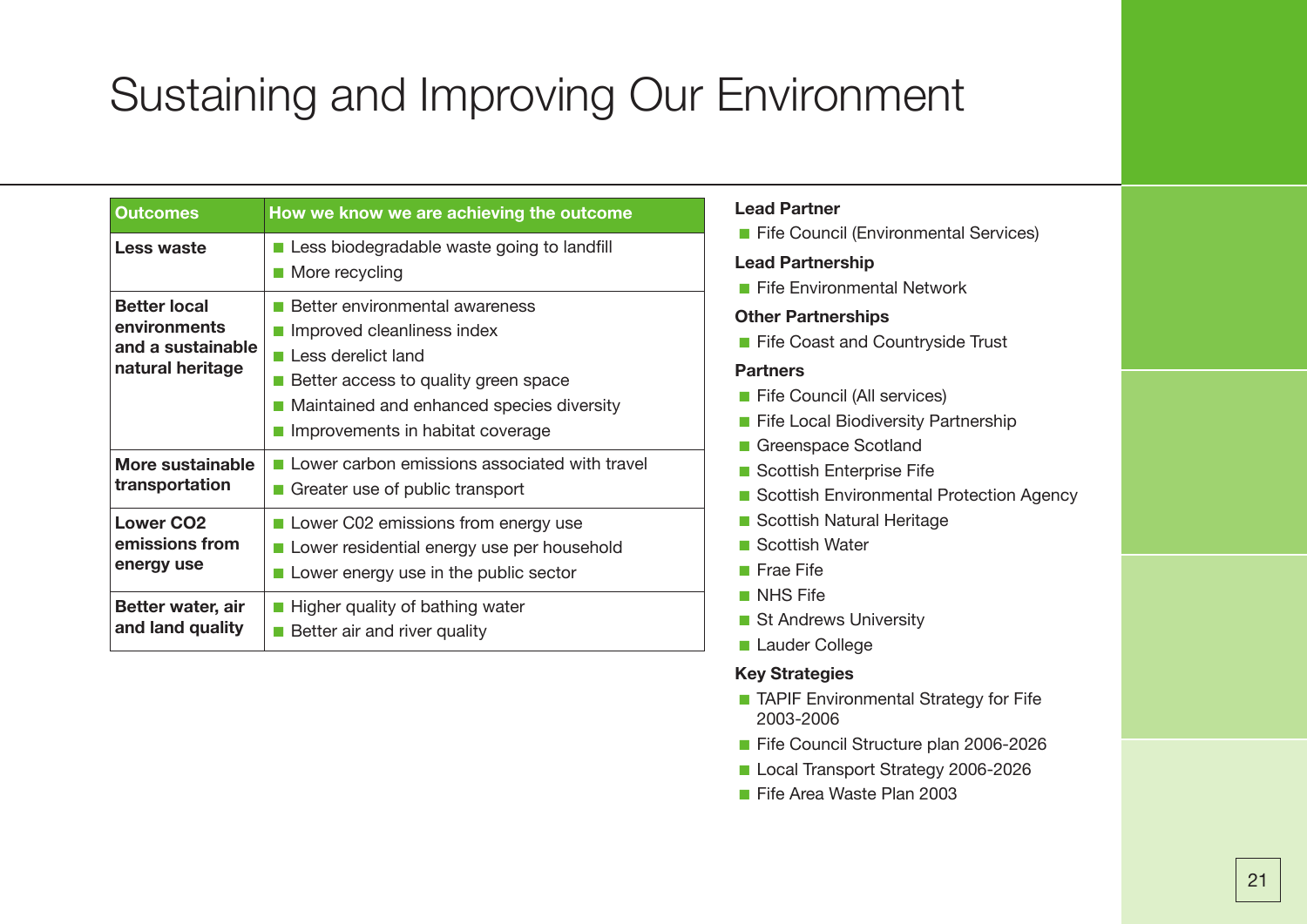# Sustaining and Improving Our Environment

| Outcomes | How we know we are achieving the outcome |
|---|---|
| **Less waste** | ■ Less biodegradable waste going to landfill<br>■ More recycling |
| **Better local environments and a sustainable natural heritage** | ■ Better environmental awareness<br>■ Improved cleanliness index<br>■ Less derelict land<br>■ Better access to quality green space<br>■ Maintained and enhanced species diversity<br>■ Improvements in habitat coverage |
| **More sustainable transportation** | ■ Lower carbon emissions associated with travel<br>■ Greater use of public transport |
| **Lower CO2 emissions from energy use** | ■ Lower C02 emissions from energy use<br>■ Lower residential energy use per household<br>■ Lower energy use in the public sector |
| **Better water, air and land quality** | ■ Higher quality of bathing water<br>■ Better air and river quality |

**Lead Partner**

- Fife Council (Environmental Services)

**Lead Partnership**

- Fife Environmental Network

**Other Partnerships**

- Fife Coast and Countryside Trust

**Partners**

- Fife Council (All services)
- Fife Local Biodiversity Partnership
- Greenspace Scotland
- Scottish Enterprise Fife
- Scottish Environmental Protection Agency
- Scottish Natural Heritage
- Scottish Water
- Frae Fife
- NHS Fife
- St Andrews University
- Lauder College

**Key Strategies**

- TAPIF Environmental Strategy for Fife 2003-2006
- Fife Council Structure plan 2006-2026
- Local Transport Strategy 2006-2026
- Fife Area Waste Plan 2003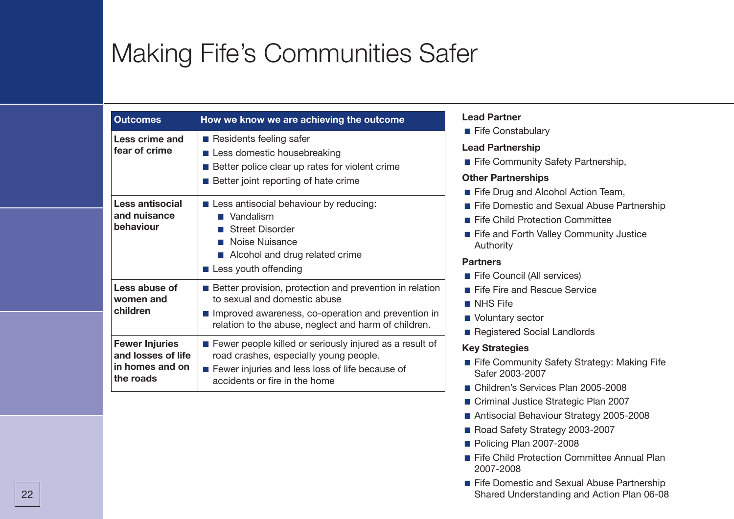# Making Fife's Communities Safer

| Outcomes | How we know we are achieving the outcome |
|---|---|
| **Less crime and fear of crime** | ■ Residents feeling safer<br>■ Less domestic housebreaking<br>■ Better police clear up rates for violent crime<br>■ Better joint reporting of hate crime |
| **Less antisocial and nuisance behaviour** | ■ Less antisocial behaviour by reducing:<br>&nbsp;&nbsp;■ Vandalism<br>&nbsp;&nbsp;■ Street Disorder<br>&nbsp;&nbsp;■ Noise Nuisance<br>&nbsp;&nbsp;■ Alcohol and drug related crime<br>■ Less youth offending |
| **Less abuse of women and children** | ■ Better provision, protection and prevention in relation to sexual and domestic abuse<br>■ Improved awareness, co-operation and prevention in relation to the abuse, neglect and harm of children. |
| **Fewer Injuries and losses of life in homes and on the roads** | ■ Fewer people killed or seriously injured as a result of road crashes, especially young people.<br>■ Fewer injuries and less loss of life because of accidents or fire in the home |

**Lead Partner**

- Fife Constabulary

**Lead Partnership**

- Fife Community Safety Partnership,

**Other Partnerships**

- Fife Drug and Alcohol Action Team,
- Fife Domestic and Sexual Abuse Partnership
- Fife Child Protection Committee
- Fife and Forth Valley Community Justice Authority

**Partners**

- Fife Council (All services)
- Fife Fire and Rescue Service
- NHS Fife
- Voluntary sector
- Registered Social Landlords

**Key Strategies**

- Fife Community Safety Strategy: Making Fife Safer 2003-2007
- Children's Services Plan 2005-2008
- Criminal Justice Strategic Plan 2007
- Antisocial Behaviour Strategy 2005-2008
- Road Safety Strategy 2003-2007
- Policing Plan 2007-2008
- Fife Child Protection Committee Annual Plan 2007-2008
- Fife Domestic and Sexual Abuse Partnership Shared Understanding and Action Plan 06-08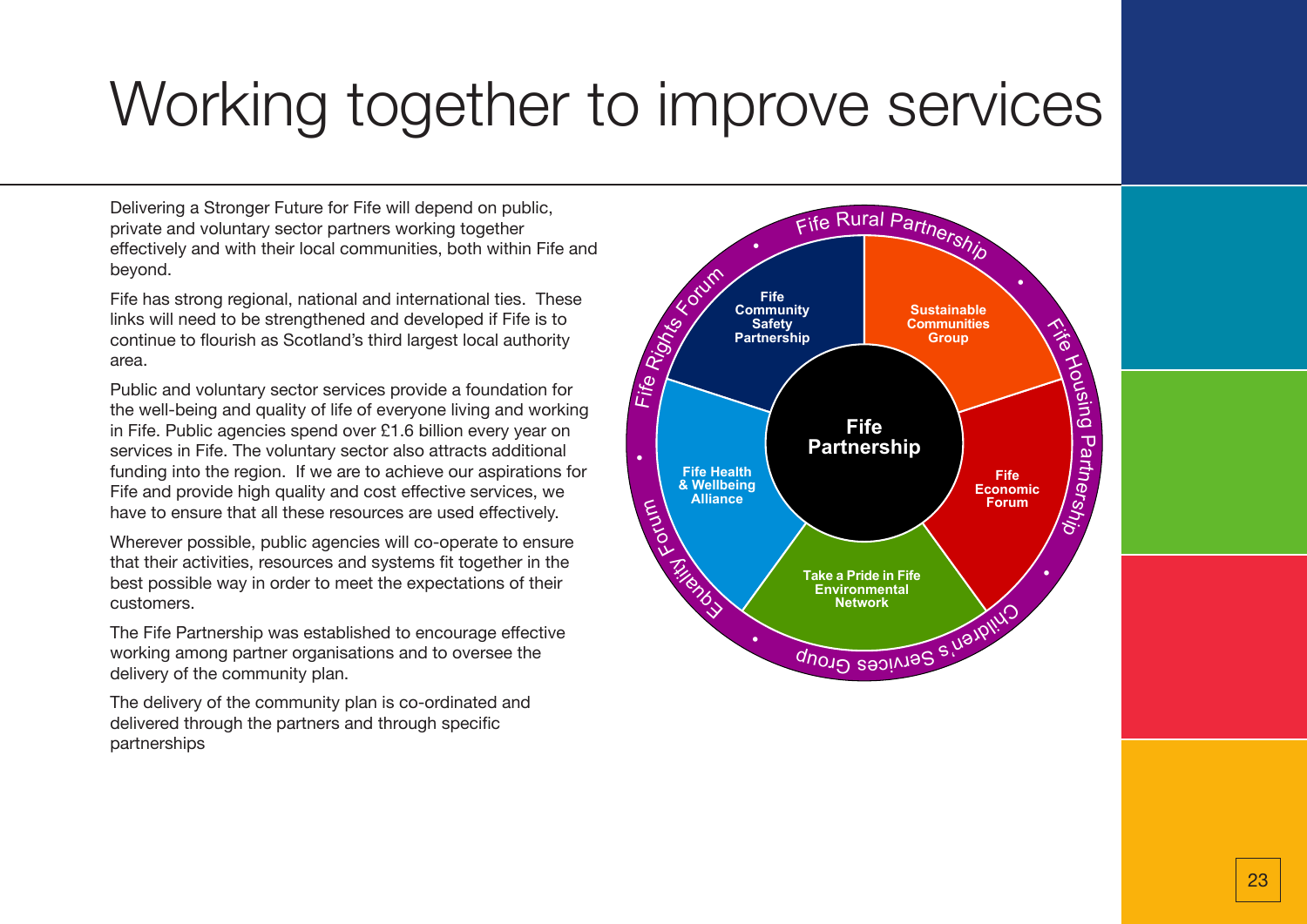# Working together to improve services

Delivering a Stronger Future for Fife will depend on public, private and voluntary sector partners working together effectively and with their local communities, both within Fife and beyond.

Fife has strong regional, national and international ties. These links will need to be strengthened and developed if Fife is to continue to flourish as Scotland's third largest local authority area.

Public and voluntary sector services provide a foundation for the well-being and quality of life of everyone living and working in Fife. Public agencies spend over £1.6 billion every year on services in Fife. The voluntary sector also attracts additional funding into the region. If we are to achieve our aspirations for Fife and provide high quality and cost effective services, we have to ensure that all these resources are used effectively.

Wherever possible, public agencies will co-operate to ensure that their activities, resources and systems fit together in the best possible way in order to meet the expectations of their customers.

The Fife Partnership was established to encourage effective working among partner organisations and to oversee the delivery of the community plan.

The delivery of the community plan is co-ordinated and delivered through the partners and through specific partnerships

Fife Partnership

- Fife Community Safety Partnership
- Sustainable Communities Group
- Fife Economic Forum
- Take a Pride in Fife Environmental Network
- Fife Health & Wellbeing Alliance

Fife Rural Partnership • Fife Housing Partnership • Children's Services Group • Equality Forum • Fife Rights Forum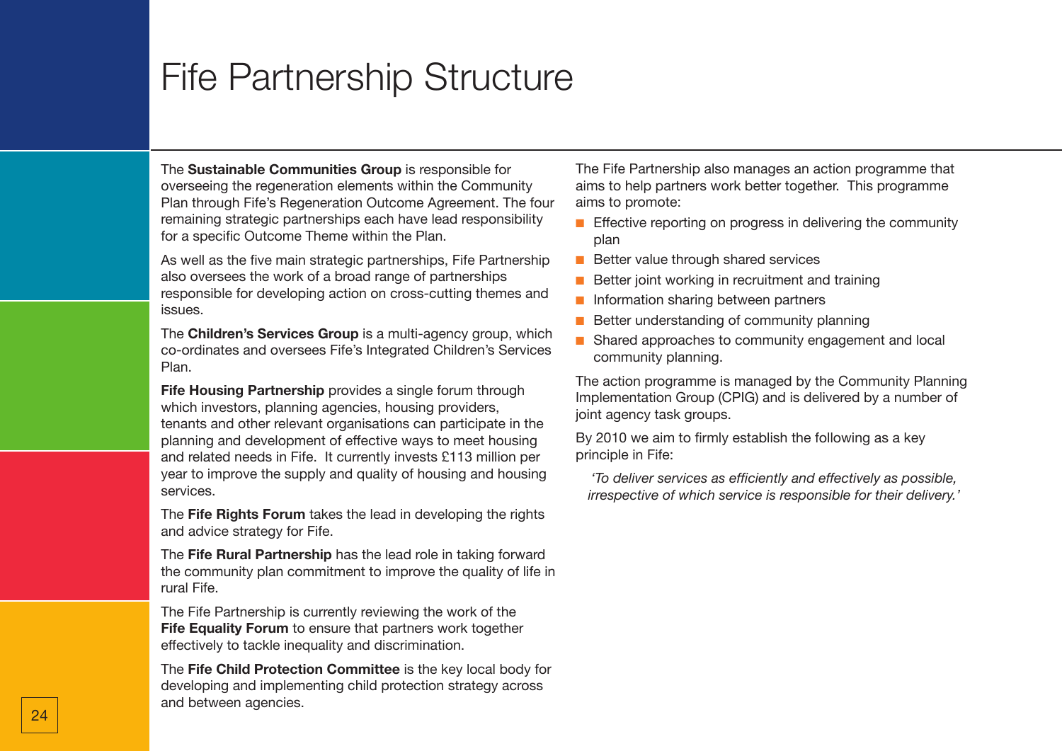# Fife Partnership Structure

The **Sustainable Communities Group** is responsible for overseeing the regeneration elements within the Community Plan through Fife's Regeneration Outcome Agreement. The four remaining strategic partnerships each have lead responsibility for a specific Outcome Theme within the Plan.

As well as the five main strategic partnerships, Fife Partnership also oversees the work of a broad range of partnerships responsible for developing action on cross-cutting themes and issues.

The **Children's Services Group** is a multi-agency group, which co-ordinates and oversees Fife's Integrated Children's Services Plan.

**Fife Housing Partnership** provides a single forum through which investors, planning agencies, housing providers, tenants and other relevant organisations can participate in the planning and development of effective ways to meet housing and related needs in Fife. It currently invests £113 million per year to improve the supply and quality of housing and housing services.

The **Fife Rights Forum** takes the lead in developing the rights and advice strategy for Fife.

The **Fife Rural Partnership** has the lead role in taking forward the community plan commitment to improve the quality of life in rural Fife.

The Fife Partnership is currently reviewing the work of the **Fife Equality Forum** to ensure that partners work together effectively to tackle inequality and discrimination.

The **Fife Child Protection Committee** is the key local body for developing and implementing child protection strategy across and between agencies.

The Fife Partnership also manages an action programme that aims to help partners work better together. This programme aims to promote:

- Effective reporting on progress in delivering the community plan
- Better value through shared services
- Better joint working in recruitment and training
- Information sharing between partners
- Better understanding of community planning
- Shared approaches to community engagement and local community planning.

The action programme is managed by the Community Planning Implementation Group (CPIG) and is delivered by a number of joint agency task groups.

By 2010 we aim to firmly establish the following as a key principle in Fife:

> *'To deliver services as efficiently and effectively as possible, irrespective of which service is responsible for their delivery.'*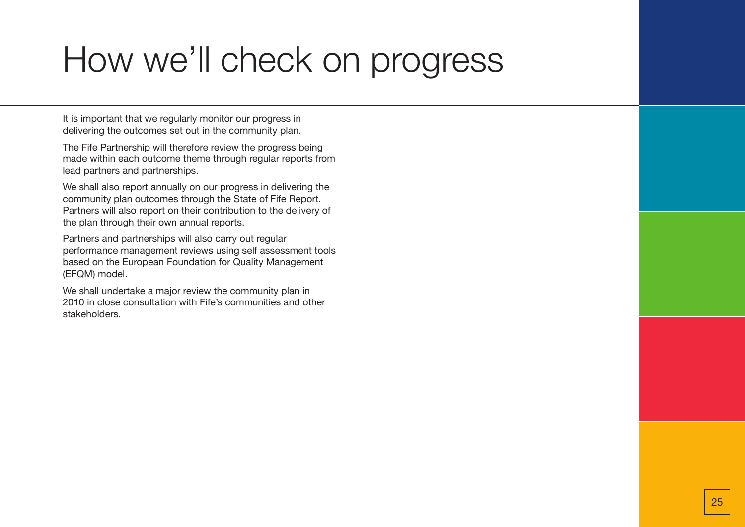# How we'll check on progress

It is important that we regularly monitor our progress in delivering the outcomes set out in the community plan.

The Fife Partnership will therefore review the progress being made within each outcome theme through regular reports from lead partners and partnerships.

We shall also report annually on our progress in delivering the community plan outcomes through the State of Fife Report. Partners will also report on their contribution to the delivery of the plan through their own annual reports.

Partners and partnerships will also carry out regular performance management reviews using self assessment tools based on the European Foundation for Quality Management (EFQM) model.

We shall undertake a major review the community plan in 2010 in close consultation with Fife's communities and other stakeholders.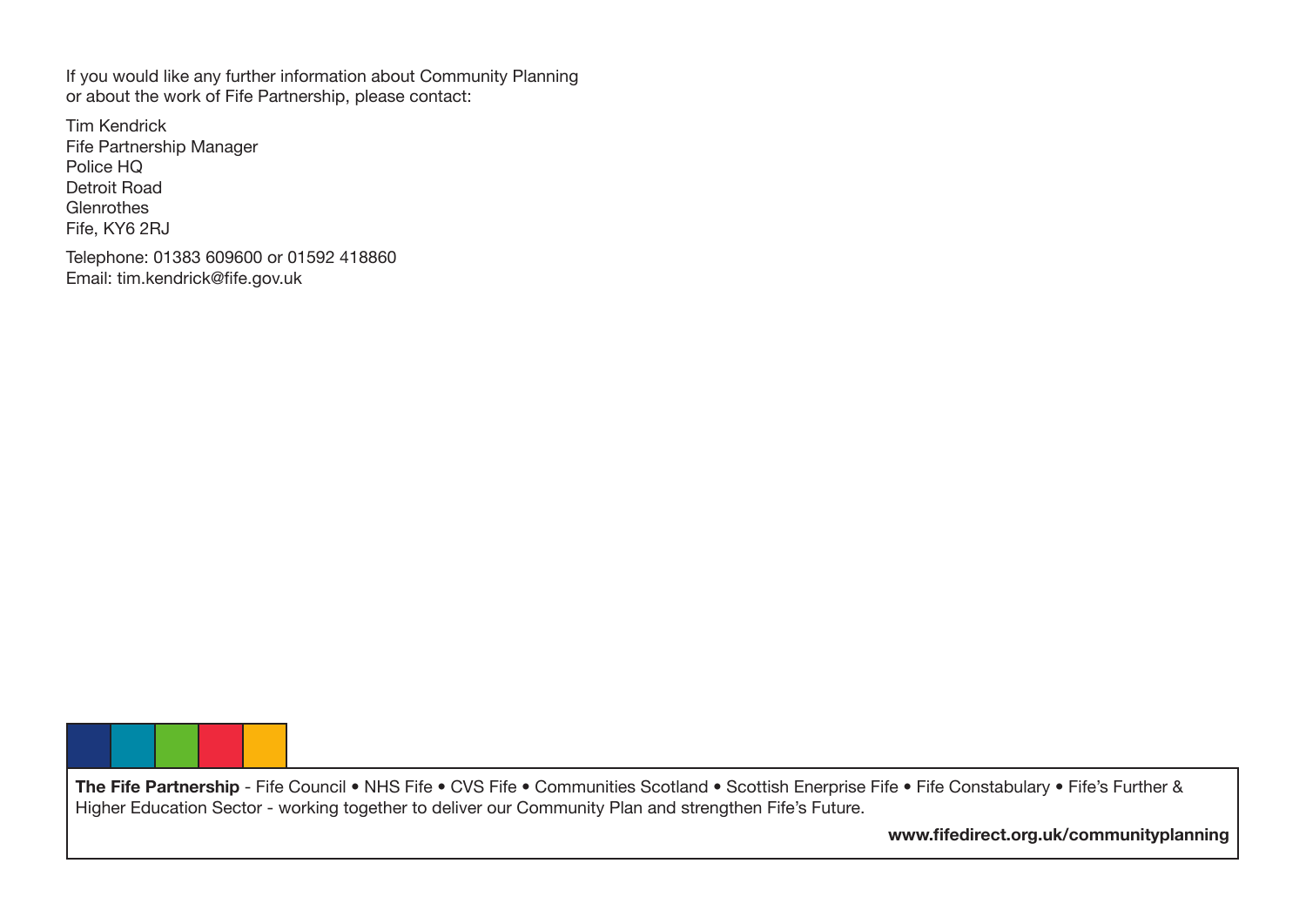If you would like any further information about Community Planning or about the work of Fife Partnership, please contact:

Tim Kendrick
Fife Partnership Manager
Police HQ
Detroit Road
Glenrothes
Fife, KY6 2RJ

Telephone: 01383 609600 or 01592 418860
Email: tim.kendrick@fife.gov.uk

**The Fife Partnership** - Fife Council • NHS Fife • CVS Fife • Communities Scotland • Scottish Enerprise Fife • Fife Constabulary • Fife's Further & Higher Education Sector - working together to deliver our Community Plan and strengthen Fife's Future.

**www.fifedirect.org.uk/communityplanning**